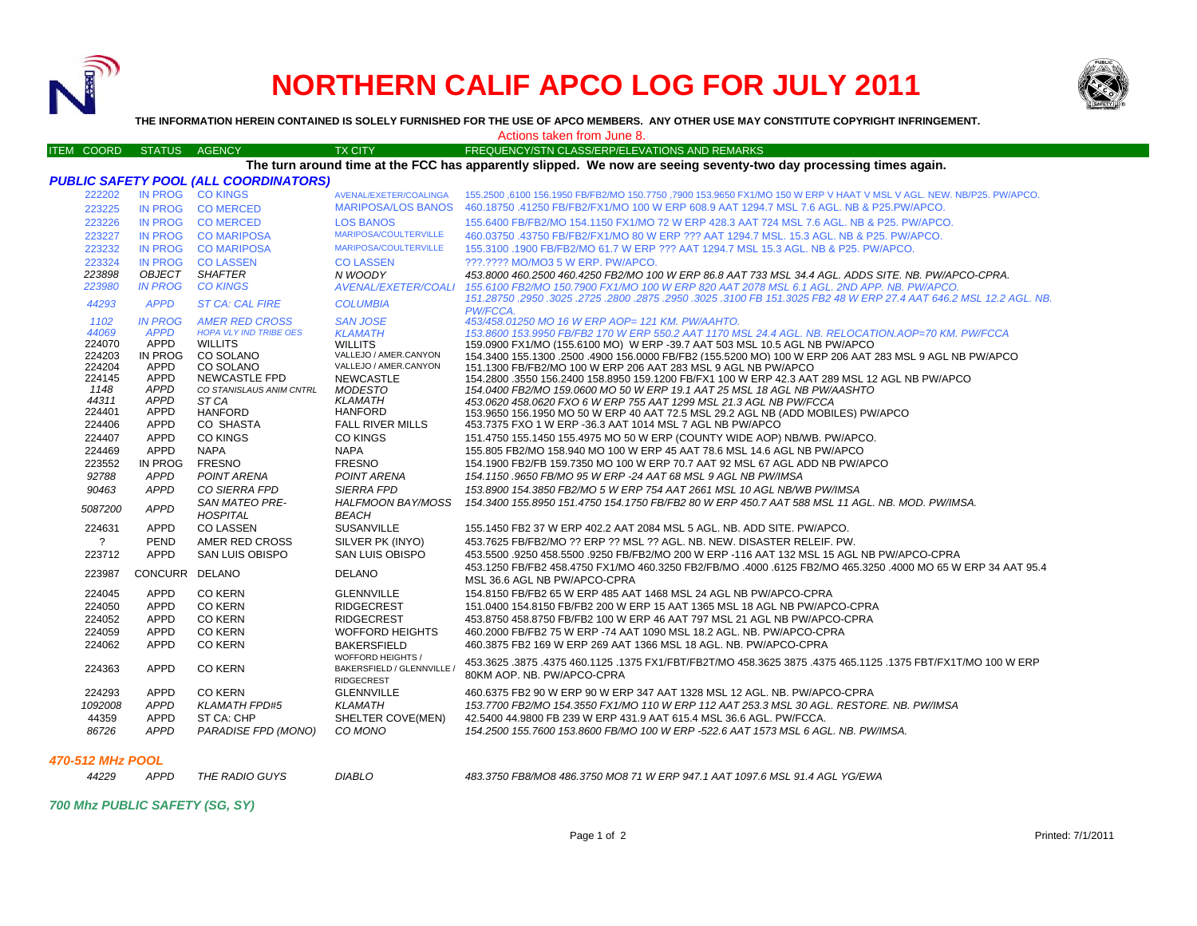# NORTHERN CALIF APCO LOG FOR JULY 2011

**THE INFORMATION HEREIN CONTAINED IS SOLELY FURNISHED FOR THE USE OF APCO MEMBERS. ANY OTHER USE MAY CONSTITUTE COPYRIGHT INFRINGEMENT.**

Actions taken from June 8.

**The turn around time at the FCC has apparently slipped. We now are seeing seventy-two day processing times again.**

### *PUBLIC SAFETY POOL (ALL COORDINATORS)*

| ITEM COORD | STATUS | AGENCY | TX CITY | FREQUENCY/STN CLASS/ERP/ELEVATIONS AND REMARKS |
|---|---|---|---|---|
| 222202 | IN PROG | CO KINGS | AVENAL/EXETER/COALINGA | 155.2500 ,6100 156.1950 FB/FB2/MO 150.7750 ,7900 153.9650 FX1/MO 150 W ERP V HAAT V MSL V AGL. NEW. NB/P25. PW/APCO. |
| 223225 | IN PROG | CO MERCED | MARIPOSA/LOS BANOS | 460.18750 .41250 FB/FB2/FX1/MO 100 W ERP 608.9 AAT 1294.7 MSL 7.6 AGL. NB & P25.PW/APCO. |
| 223226 | IN PROG | CO MERCED | LOS BANOS | 155.6400 FB/FB2/MO 154.1150 FX1/MO 72 W ERP 428.3 AAT 724 MSL 7.6 AGL. NB & P25. PW/APCO. |
| 223227 | IN PROG | CO MARIPOSA | MARIPOSA/COULTERVILLE | 460.03750 .43750 FB/FB2/FX1/MO 80 W ERP ??? AAT 1294.7 MSL. 15.3 AGL. NB & P25. PW/APCO. |
| 223232 | IN PROG | CO MARIPOSA | MARIPOSA/COULTERVILLE | 155.3100 .1900 FB/FB2/MO 61.7 W ERP ??? AAT 1294.7 MSL 15.3 AGL. NB & P25. PW/APCO. |
| 223324 | IN PROG | CO LASSEN | CO LASSEN | ???.???? MO/MO3 5 W ERP. PW/APCO. |
| *223898* | *OBJECT* | *SHAFTER* | *N WOODY* | *453.8000 460.2500 460.4250 FB2/MO 100 W ERP 86.8 AAT 733 MSL 34.4 AGL. ADDS SITE. NB. PW/APCO-CPRA.* |
| *223980* | *IN PROG* | *CO KINGS* | *AVENAL/EXETER/COALI* | *155.6100 FB2/MO 150.7900 FX1/MO 100 W ERP 820 AAT 2078 MSL 6.1 AGL. 2ND APP. NB. PW/APCO.* |
| *44293* | *APPD* | *ST CA: CAL FIRE* | *COLUMBIA* | *151.28750 .2950 .3025 .2725 .2800 .2875 .2950 .3025 .3100 FB 151.3025 FB2 48 W ERP 27.4 AAT 646.2 MSL 12.2 AGL. NB. PW/FCCA.* |
| *1102* | *IN PROG* | *AMER RED CROSS* | *SAN JOSE* | *453/458.01250 MO 16 W ERP AOP= 121 KM. PW/AAHTO.* |
| *44069* | *APPD* | *HOPA VLY IND TRIBE OES* | *KLAMATH* | *153.8600 153.9950 FB/FB2 170 W ERP 550.2 AAT 1170 MSL 24.4 AGL. NB. RELOCATION.AOP=70 KM. PW/FCCA* |
| 224070 | APPD | WILLITS | WILLITS | 159.0900 FX1/MO (155.6100 MO) W ERP -39.7 AAT 503 MSL 10.5 AGL NB PW/APCO |
| 224203 | IN PROG | CO SOLANO | VALLEJO / AMER.CANYON | 154.3400 155.1300 .2500 .4900 156.0000 FB/FB2 (155.5200 MO) 100 W ERP 206 AAT 283 MSL 9 AGL NB PW/APCO |
| 224204 | APPD | CO SOLANO | VALLEJO / AMER.CANYON | 151.1300 FB/FB2/MO 100 W ERP 206 AAT 283 MSL 9 AGL NB PW/APCO |
| 224145 | APPD | NEWCASTLE FPD | NEWCASTLE | 154.2800 .3550 156.2400 158.8950 159.1200 FB/FX1 100 W ERP 42.3 AAT 289 MSL 12 AGL NB PW/APCO |
| *1148* | *APPD* | *CO STANISLAUS ANIM CNTRL* | *MODESTO* | *154.0400 FB2/MO 159.0600 MO 50 W ERP 19.1 AAT 25 MSL 18 AGL NB PW/AASHTO* |
| *44311* | *APPD* | *ST CA* | *KLAMATH* | *453.0620 458.0620 FXO 6 W ERP 755 AAT 1299 MSL 21.3 AGL NB PW/FCCA* |
| 224401 | APPD | HANFORD | HANFORD | 153.9650 156.1950 MO 50 W ERP 40 AAT 72.5 MSL 29.2 AGL NB (ADD MOBILES) PW/APCO |
| 224406 | APPD | CO SHASTA | FALL RIVER MILLS | 453.7375 FXO 1 W ERP -36.3 AAT 1014 MSL 7 AGL NB PW/APCO |
| 224407 | APPD | CO KINGS | CO KINGS | 151.4750 155.1450 155.4975 MO 50 W ERP (COUNTY WIDE AOP) NB/WB. PW/APCO. |
| 224469 | APPD | NAPA | NAPA | 155.805 FB2/MO 158.940 MO 100 W ERP 45 AAT 78.6 MSL 14.6 AGL NB PW/APCO |
| 223552 | IN PROG | FRESNO | FRESNO | 154.1900 FB2/FB 159.7350 MO 100 W ERP 70.7 AAT 92 MSL 67 AGL ADD NB PW/APCO |
| *92788* | *APPD* | *POINT ARENA* | *POINT ARENA* | *154.1150 .9650 FB/MO 95 W ERP -24 AAT 68 MSL 9 AGL NB PW/IMSA* |
| *90463* | *APPD* | *CO SIERRA FPD* | *SIERRA FPD* | *153.8900 154.3850 FB2/MO 5 W ERP 754 AAT 2661 MSL 10 AGL NB/WB PW/IMSA* |
| *5087200* | *APPD* | *SAN MATEO PRE-HOSPITAL* | *HALFMOON BAY/MOSS BEACH* | *154.3400 155.8950 151.4750 154.1750 FB/FB2 80 W ERP 450.7 AAT 588 MSL 11 AGL. NB. MOD. PW/IMSA.* |
| 224631 | APPD | CO LASSEN | SUSANVILLE | 155.1450 FB2 37 W ERP 402.2 AAT 2084 MSL 5 AGL. NB. ADD SITE. PW/APCO. |
| ? | PEND | AMER RED CROSS | SILVER PK (INYO) | 453.7625 FB/FB2/MO ?? ERP ?? MSL ?? AGL. NB. NEW. DISASTER RELEIF. PW. |
| 223712 | APPD | SAN LUIS OBISPO | SAN LUIS OBISPO | 453.5500 .9250 458.5500 .9250 FB/FB2/MO 200 W ERP -116 AAT 132 MSL 15 AGL NB PW/APCO-CPRA |
| 223987 | CONCURR | DELANO | DELANO | 453.1250 FB/FB2 458.4750 FX1/MO 460.3250 FB2/FB/MO .4000 .6125 FB2/MO 465.3250 .4000 MO 65 W ERP 34 AAT 95.4 MSL 36.6 AGL NB PW/APCO-CPRA |
| 224045 | APPD | CO KERN | GLENNVILLE | 154.8150 FB/FB2 65 W ERP 485 AAT 1468 MSL 24 AGL NB PW/APCO-CPRA |
| 224050 | APPD | CO KERN | RIDGECREST | 151.0400 154.8150 FB/FB2 200 W ERP 15 AAT 1365 MSL 18 AGL NB PW/APCO-CPRA |
| 224052 | APPD | CO KERN | RIDGECREST | 453.8750 458.8750 FB/FB2 100 W ERP 46 AAT 797 MSL 21 AGL NB PW/APCO-CPRA |
| 224059 | APPD | CO KERN | WOFFORD HEIGHTS | 460.2000 FB/FB2 75 W ERP -74 AAT 1090 MSL 18.2 AGL. NB. PW/APCO-CPRA |
| 224062 | APPD | CO KERN | BAKERSFIELD | 460.3875 FB2 169 W ERP 269 AAT 1366 MSL 18 AGL. NB. PW/APCO-CPRA |
| 224363 | APPD | CO KERN | WOFFORD HEIGHTS / BAKERSFIELD / GLENNVILLE / RIDGECREST | 453.3625 .3875 .4375 460.1125 .1375 FX1/FBT/FB2T/MO 458.3625 3875 .4375 465.1125 .1375 FBT/FX1T/MO 100 W ERP 80KM AOP. NB. PW/APCO-CPRA |
| 224293 | APPD | CO KERN | GLENNVILLE | 460.6375 FB2 90 W ERP 90 W ERP 347 AAT 1328 MSL 12 AGL. NB. PW/APCO-CPRA |
| *1092008* | *APPD* | *KLAMATH FPD#5* | *KLAMATH* | *153.7700 FB2/MO 154.3550 FX1/MO 110 W ERP 112 AAT 253.3 MSL 30 AGL. RESTORE. NB. PW/IMSA* |
| 44359 | APPD | ST CA: CHP | SHELTER COVE(MEN) | 42.5400 44.9800 FB 239 W ERP 431.9 AAT 615.4 MSL 36.6 AGL. PW/FCCA. |
| *86726* | *APPD* | *PARADISE FPD (MONO)* | *CO MONO* | *154.2500 155.7600 153.8600 FB/MO 100 W ERP -522.6 AAT 1573 MSL 6 AGL. NB. PW/IMSA.* |

### *470-512 MHz POOL*

| ITEM COORD | STATUS | AGENCY | TX CITY | FREQUENCY/STN CLASS/ERP/ELEVATIONS AND REMARKS |
|---|---|---|---|---|
| *44229* | *APPD* | *THE RADIO GUYS* | *DIABLO* | *483.3750 FB8/MO8 486.3750 MO8 71 W ERP 947.1 AAT 1097.6 MSL 91.4 AGL YG/EWA* |

### *700 Mhz PUBLIC SAFETY (SG, SY)*

Printed: 7/1/2011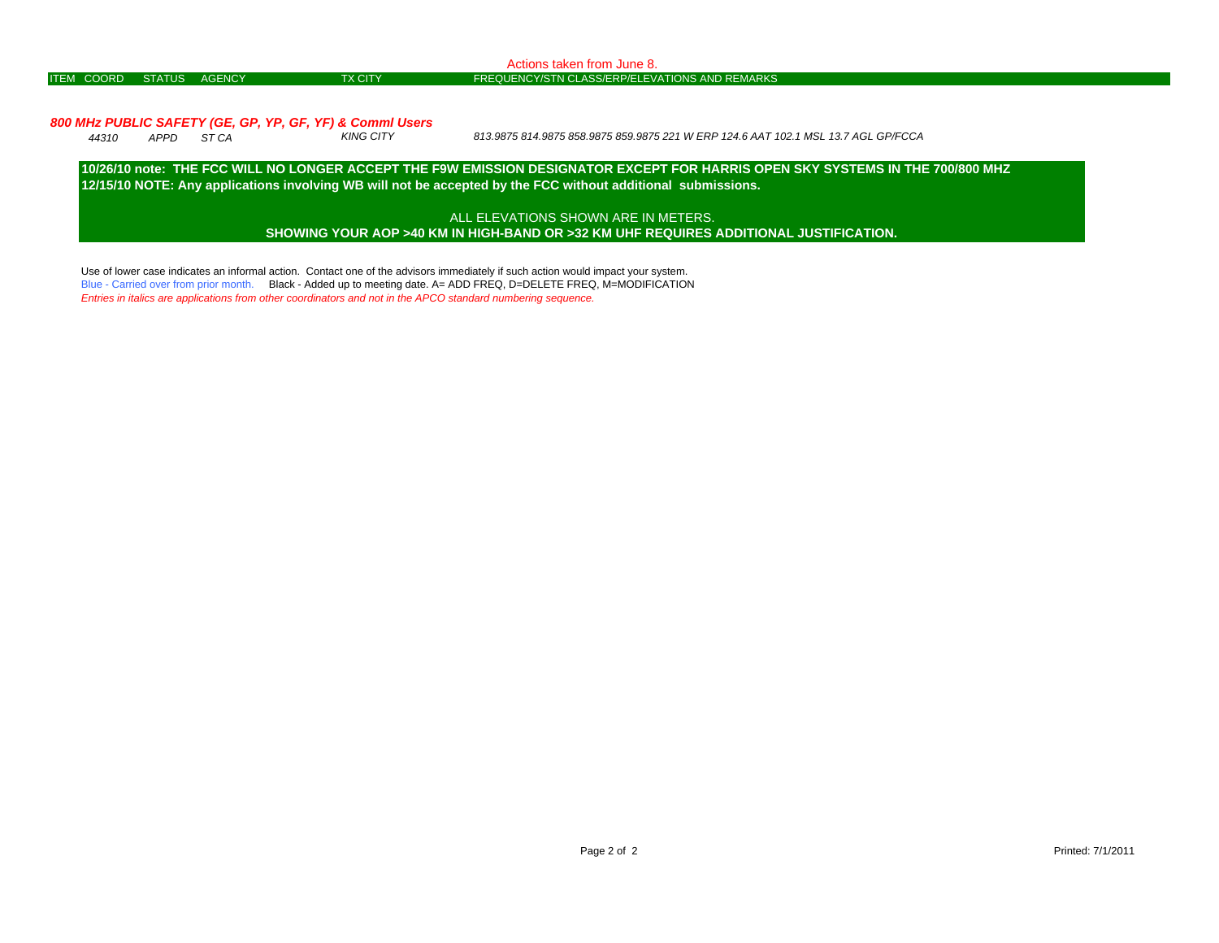Actions taken from June 8.

| ITEM | COORD | STATUS | AGENCY | TX CITY | FREQUENCY/STN CLASS/ERP/ELEVATIONS AND REMARKS |
|---|---|---|---|---|---|
| ***800 MHz PUBLIC SAFETY (GE, GP, YP, GF, YF) & Comml Users*** | | | | | |
| | *44310* | *APPD* | *ST CA* | *KING CITY* | *813.9875 814.9875 858.9875 859.9875 221 W ERP 124.6 AAT 102.1 MSL 13.7 AGL GP/FCCA* |

**10/26/10 note: THE FCC WILL NO LONGER ACCEPT THE F9W EMISSION DESIGNATOR EXCEPT FOR HARRIS OPEN SKY SYSTEMS IN THE 700/800 MHZ**
**12/15/10 NOTE: Any applications involving WB will not be accepted by the FCC without additional submissions.**

ALL ELEVATIONS SHOWN ARE IN METERS.
**SHOWING YOUR AOP >40 KM IN HIGH-BAND OR >32 KM UHF REQUIRES ADDITIONAL JUSTIFICATION.**

Use of lower case indicates an informal action. Contact one of the advisors immediately if such action would impact your system.
Blue - Carried over from prior month. Black - Added up to meeting date. A= ADD FREQ, D=DELETE FREQ, M=MODIFICATION
*Entries in italics are applications from other coordinators and not in the APCO standard numbering sequence.*

Printed: 7/1/2011